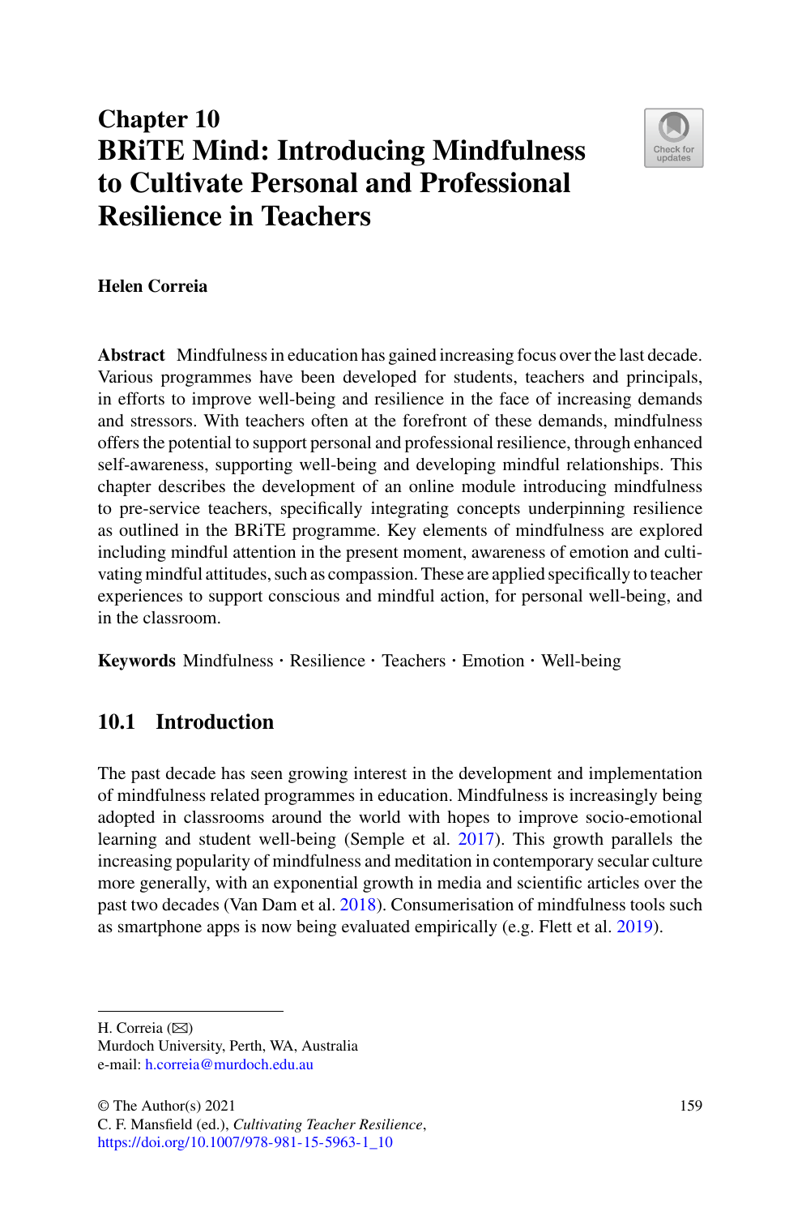# Chapter 10
# BRiTE Mind: Introducing Mindfulness to Cultivate Personal and Professional Resilience in Teachers

**Helen Correia**

**Abstract** Mindfulness in education has gained increasing focus over the last decade. Various programmes have been developed for students, teachers and principals, in efforts to improve well-being and resilience in the face of increasing demands and stressors. With teachers often at the forefront of these demands, mindfulness offers the potential to support personal and professional resilience, through enhanced self-awareness, supporting well-being and developing mindful relationships. This chapter describes the development of an online module introducing mindfulness to pre-service teachers, specifically integrating concepts underpinning resilience as outlined in the BRiTE programme. Key elements of mindfulness are explored including mindful attention in the present moment, awareness of emotion and cultivating mindful attitudes, such as compassion. These are applied specifically to teacher experiences to support conscious and mindful action, for personal well-being, and in the classroom.

**Keywords** Mindfulness · Resilience · Teachers · Emotion · Well-being

## 10.1 Introduction

The past decade has seen growing interest in the development and implementation of mindfulness related programmes in education. Mindfulness is increasingly being adopted in classrooms around the world with hopes to improve socio-emotional learning and student well-being (Semple et al. 2017). This growth parallels the increasing popularity of mindfulness and meditation in contemporary secular culture more generally, with an exponential growth in media and scientific articles over the past two decades (Van Dam et al. 2018). Consumerisation of mindfulness tools such as smartphone apps is now being evaluated empirically (e.g. Flett et al. 2019).

---

H. Correia (✉)
Murdoch University, Perth, WA, Australia
e-mail: h.correia@murdoch.edu.au

© The Author(s) 2021
C. F. Mansfield (ed.), *Cultivating Teacher Resilience*,
https://doi.org/10.1007/978-981-15-5963-1_10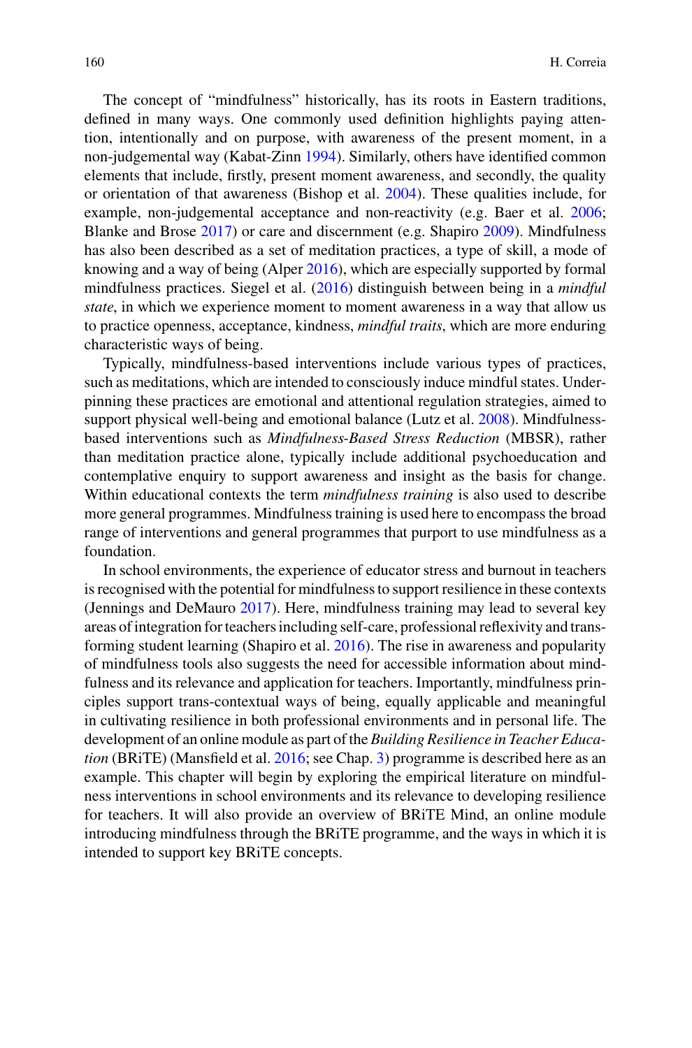The concept of "mindfulness" historically, has its roots in Eastern traditions, defined in many ways. One commonly used definition highlights paying attention, intentionally and on purpose, with awareness of the present moment, in a non-judgemental way (Kabat-Zinn 1994). Similarly, others have identified common elements that include, firstly, present moment awareness, and secondly, the quality or orientation of that awareness (Bishop et al. 2004). These qualities include, for example, non-judgemental acceptance and non-reactivity (e.g. Baer et al. 2006; Blanke and Brose 2017) or care and discernment (e.g. Shapiro 2009). Mindfulness has also been described as a set of meditation practices, a type of skill, a mode of knowing and a way of being (Alper 2016), which are especially supported by formal mindfulness practices. Siegel et al. (2016) distinguish between being in a *mindful state*, in which we experience moment to moment awareness in a way that allow us to practice openness, acceptance, kindness, *mindful traits*, which are more enduring characteristic ways of being.

Typically, mindfulness-based interventions include various types of practices, such as meditations, which are intended to consciously induce mindful states. Underpinning these practices are emotional and attentional regulation strategies, aimed to support physical well-being and emotional balance (Lutz et al. 2008). Mindfulness-based interventions such as *Mindfulness-Based Stress Reduction* (MBSR), rather than meditation practice alone, typically include additional psychoeducation and contemplative enquiry to support awareness and insight as the basis for change. Within educational contexts the term *mindfulness training* is also used to describe more general programmes. Mindfulness training is used here to encompass the broad range of interventions and general programmes that purport to use mindfulness as a foundation.

In school environments, the experience of educator stress and burnout in teachers is recognised with the potential for mindfulness to support resilience in these contexts (Jennings and DeMauro 2017). Here, mindfulness training may lead to several key areas of integration for teachers including self-care, professional reflexivity and transforming student learning (Shapiro et al. 2016). The rise in awareness and popularity of mindfulness tools also suggests the need for accessible information about mindfulness and its relevance and application for teachers. Importantly, mindfulness principles support trans-contextual ways of being, equally applicable and meaningful in cultivating resilience in both professional environments and in personal life. The development of an online module as part of the *Building Resilience in Teacher Education* (BRiTE) (Mansfield et al. 2016; see Chap. 3) programme is described here as an example. This chapter will begin by exploring the empirical literature on mindfulness interventions in school environments and its relevance to developing resilience for teachers. It will also provide an overview of BRiTE Mind, an online module introducing mindfulness through the BRiTE programme, and the ways in which it is intended to support key BRiTE concepts.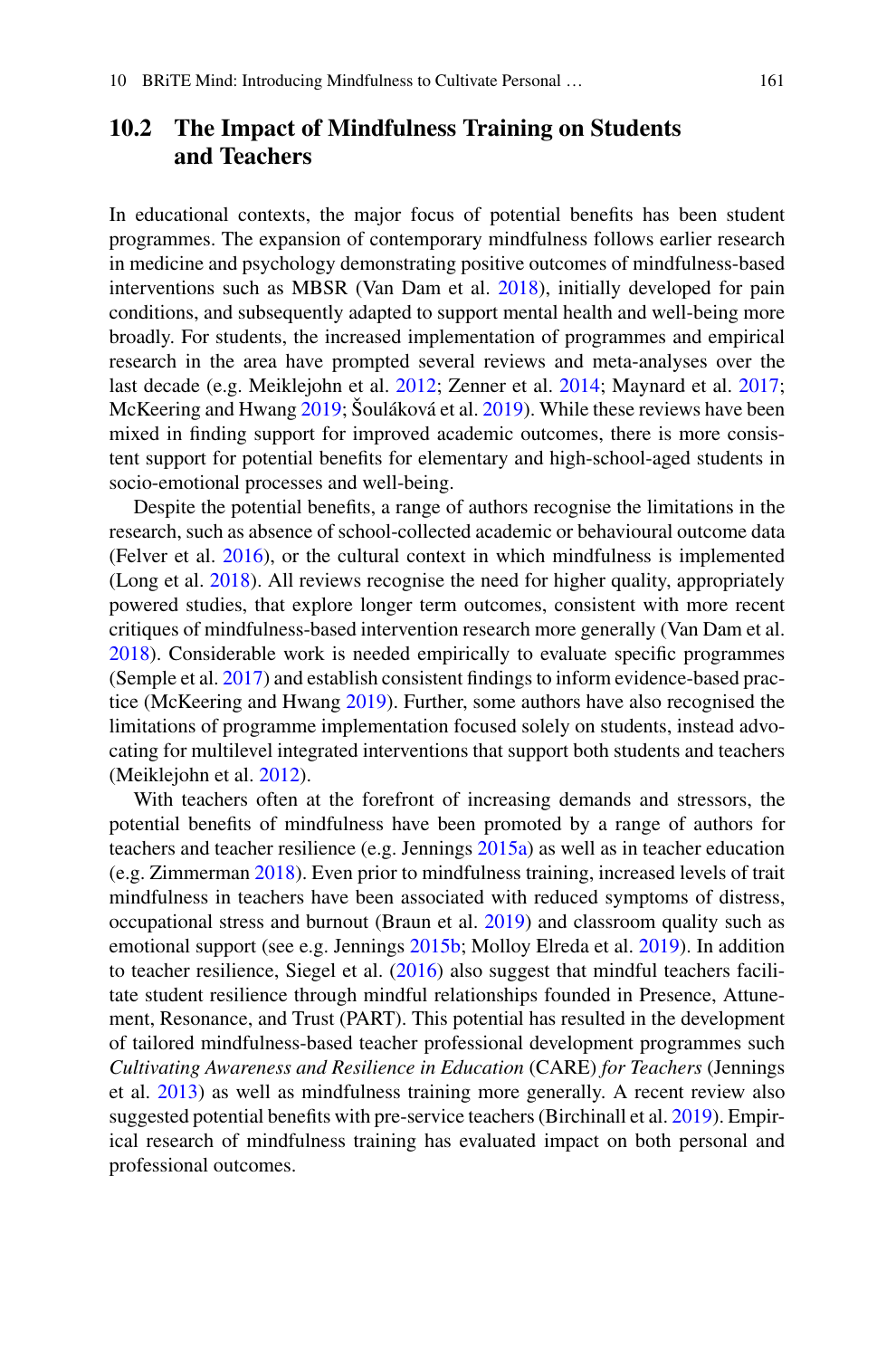## 10.2 The Impact of Mindfulness Training on Students and Teachers

In educational contexts, the major focus of potential benefits has been student programmes. The expansion of contemporary mindfulness follows earlier research in medicine and psychology demonstrating positive outcomes of mindfulness-based interventions such as MBSR (Van Dam et al. 2018), initially developed for pain conditions, and subsequently adapted to support mental health and well-being more broadly. For students, the increased implementation of programmes and empirical research in the area have prompted several reviews and meta-analyses over the last decade (e.g. Meiklejohn et al. 2012; Zenner et al. 2014; Maynard et al. 2017; McKeering and Hwang 2019; Šouláková et al. 2019). While these reviews have been mixed in finding support for improved academic outcomes, there is more consistent support for potential benefits for elementary and high-school-aged students in socio-emotional processes and well-being.

Despite the potential benefits, a range of authors recognise the limitations in the research, such as absence of school-collected academic or behavioural outcome data (Felver et al. 2016), or the cultural context in which mindfulness is implemented (Long et al. 2018). All reviews recognise the need for higher quality, appropriately powered studies, that explore longer term outcomes, consistent with more recent critiques of mindfulness-based intervention research more generally (Van Dam et al. 2018). Considerable work is needed empirically to evaluate specific programmes (Semple et al. 2017) and establish consistent findings to inform evidence-based practice (McKeering and Hwang 2019). Further, some authors have also recognised the limitations of programme implementation focused solely on students, instead advocating for multilevel integrated interventions that support both students and teachers (Meiklejohn et al. 2012).

With teachers often at the forefront of increasing demands and stressors, the potential benefits of mindfulness have been promoted by a range of authors for teachers and teacher resilience (e.g. Jennings 2015a) as well as in teacher education (e.g. Zimmerman 2018). Even prior to mindfulness training, increased levels of trait mindfulness in teachers have been associated with reduced symptoms of distress, occupational stress and burnout (Braun et al. 2019) and classroom quality such as emotional support (see e.g. Jennings 2015b; Molloy Elreda et al. 2019). In addition to teacher resilience, Siegel et al. (2016) also suggest that mindful teachers facilitate student resilience through mindful relationships founded in Presence, Attunement, Resonance, and Trust (PART). This potential has resulted in the development of tailored mindfulness-based teacher professional development programmes such *Cultivating Awareness and Resilience in Education* (CARE) *for Teachers* (Jennings et al. 2013) as well as mindfulness training more generally. A recent review also suggested potential benefits with pre-service teachers (Birchinall et al. 2019). Empirical research of mindfulness training has evaluated impact on both personal and professional outcomes.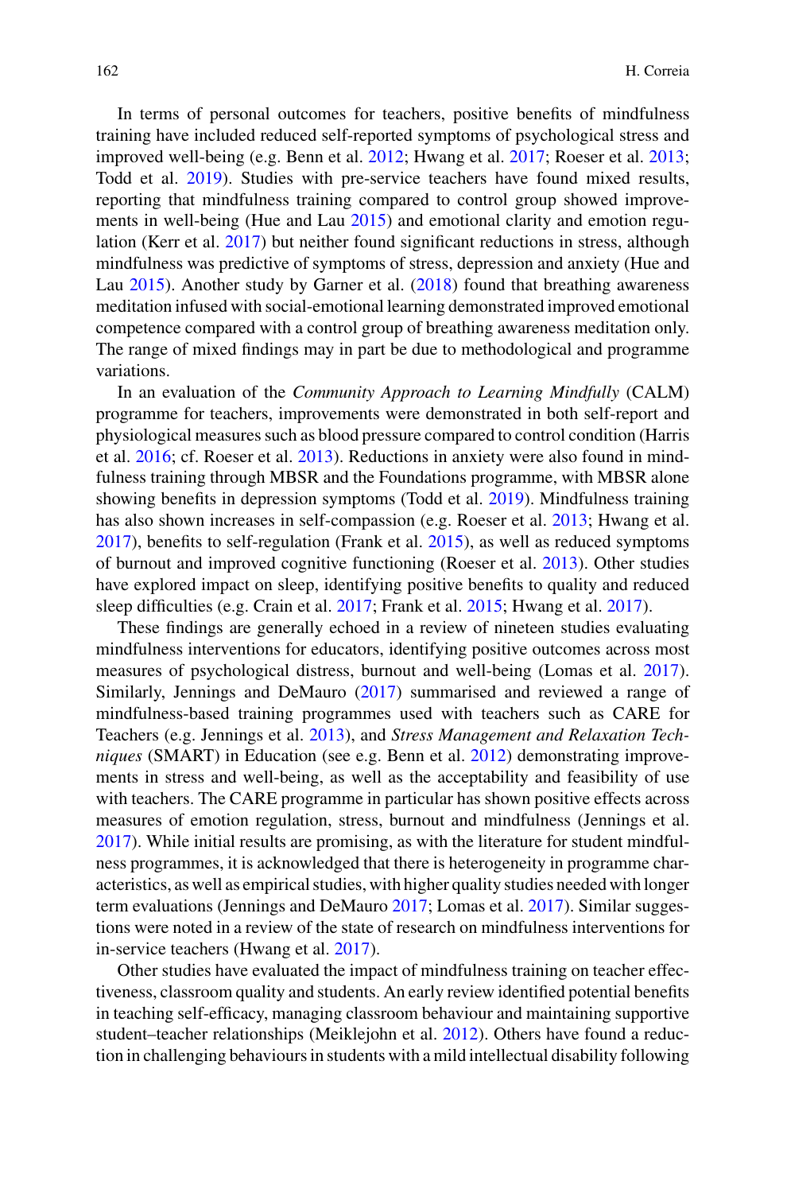In terms of personal outcomes for teachers, positive benefits of mindfulness training have included reduced self-reported symptoms of psychological stress and improved well-being (e.g. Benn et al. 2012; Hwang et al. 2017; Roeser et al. 2013; Todd et al. 2019). Studies with pre-service teachers have found mixed results, reporting that mindfulness training compared to control group showed improvements in well-being (Hue and Lau 2015) and emotional clarity and emotion regulation (Kerr et al. 2017) but neither found significant reductions in stress, although mindfulness was predictive of symptoms of stress, depression and anxiety (Hue and Lau 2015). Another study by Garner et al. (2018) found that breathing awareness meditation infused with social-emotional learning demonstrated improved emotional competence compared with a control group of breathing awareness meditation only. The range of mixed findings may in part be due to methodological and programme variations.

In an evaluation of the *Community Approach to Learning Mindfully* (CALM) programme for teachers, improvements were demonstrated in both self-report and physiological measures such as blood pressure compared to control condition (Harris et al. 2016; cf. Roeser et al. 2013). Reductions in anxiety were also found in mindfulness training through MBSR and the Foundations programme, with MBSR alone showing benefits in depression symptoms (Todd et al. 2019). Mindfulness training has also shown increases in self-compassion (e.g. Roeser et al. 2013; Hwang et al. 2017), benefits to self-regulation (Frank et al. 2015), as well as reduced symptoms of burnout and improved cognitive functioning (Roeser et al. 2013). Other studies have explored impact on sleep, identifying positive benefits to quality and reduced sleep difficulties (e.g. Crain et al. 2017; Frank et al. 2015; Hwang et al. 2017).

These findings are generally echoed in a review of nineteen studies evaluating mindfulness interventions for educators, identifying positive outcomes across most measures of psychological distress, burnout and well-being (Lomas et al. 2017). Similarly, Jennings and DeMauro (2017) summarised and reviewed a range of mindfulness-based training programmes used with teachers such as CARE for Teachers (e.g. Jennings et al. 2013), and *Stress Management and Relaxation Techniques* (SMART) in Education (see e.g. Benn et al. 2012) demonstrating improvements in stress and well-being, as well as the acceptability and feasibility of use with teachers. The CARE programme in particular has shown positive effects across measures of emotion regulation, stress, burnout and mindfulness (Jennings et al. 2017). While initial results are promising, as with the literature for student mindfulness programmes, it is acknowledged that there is heterogeneity in programme characteristics, as well as empirical studies, with higher quality studies needed with longer term evaluations (Jennings and DeMauro 2017; Lomas et al. 2017). Similar suggestions were noted in a review of the state of research on mindfulness interventions for in-service teachers (Hwang et al. 2017).

Other studies have evaluated the impact of mindfulness training on teacher effectiveness, classroom quality and students. An early review identified potential benefits in teaching self-efficacy, managing classroom behaviour and maintaining supportive student–teacher relationships (Meiklejohn et al. 2012). Others have found a reduction in challenging behaviours in students with a mild intellectual disability following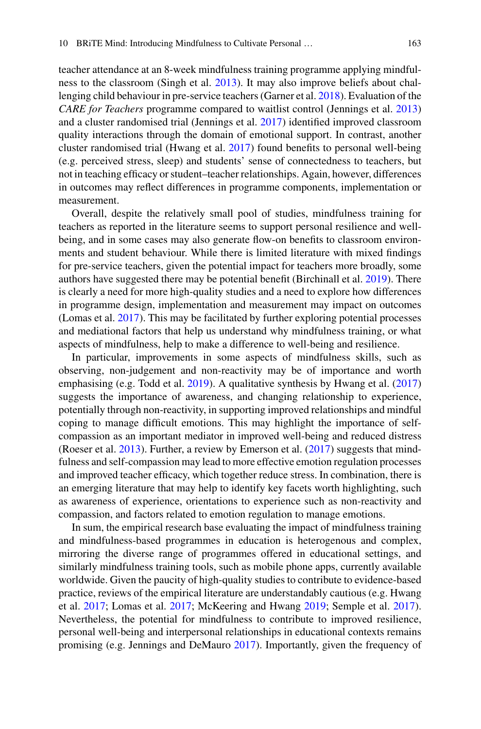teacher attendance at an 8-week mindfulness training programme applying mindfulness to the classroom (Singh et al. 2013). It may also improve beliefs about challenging child behaviour in pre-service teachers (Garner et al. 2018). Evaluation of the *CARE for Teachers* programme compared to waitlist control (Jennings et al. 2013) and a cluster randomised trial (Jennings et al. 2017) identified improved classroom quality interactions through the domain of emotional support. In contrast, another cluster randomised trial (Hwang et al. 2017) found benefits to personal well-being (e.g. perceived stress, sleep) and students' sense of connectedness to teachers, but not in teaching efficacy or student–teacher relationships. Again, however, differences in outcomes may reflect differences in programme components, implementation or measurement.

Overall, despite the relatively small pool of studies, mindfulness training for teachers as reported in the literature seems to support personal resilience and well-being, and in some cases may also generate flow-on benefits to classroom environments and student behaviour. While there is limited literature with mixed findings for pre-service teachers, given the potential impact for teachers more broadly, some authors have suggested there may be potential benefit (Birchinall et al. 2019). There is clearly a need for more high-quality studies and a need to explore how differences in programme design, implementation and measurement may impact on outcomes (Lomas et al. 2017). This may be facilitated by further exploring potential processes and mediational factors that help us understand why mindfulness training, or what aspects of mindfulness, help to make a difference to well-being and resilience.

In particular, improvements in some aspects of mindfulness skills, such as observing, non-judgement and non-reactivity may be of importance and worth emphasising (e.g. Todd et al. 2019). A qualitative synthesis by Hwang et al. (2017) suggests the importance of awareness, and changing relationship to experience, potentially through non-reactivity, in supporting improved relationships and mindful coping to manage difficult emotions. This may highlight the importance of self-compassion as an important mediator in improved well-being and reduced distress (Roeser et al. 2013). Further, a review by Emerson et al. (2017) suggests that mindfulness and self-compassion may lead to more effective emotion regulation processes and improved teacher efficacy, which together reduce stress. In combination, there is an emerging literature that may help to identify key facets worth highlighting, such as awareness of experience, orientations to experience such as non-reactivity and compassion, and factors related to emotion regulation to manage emotions.

In sum, the empirical research base evaluating the impact of mindfulness training and mindfulness-based programmes in education is heterogenous and complex, mirroring the diverse range of programmes offered in educational settings, and similarly mindfulness training tools, such as mobile phone apps, currently available worldwide. Given the paucity of high-quality studies to contribute to evidence-based practice, reviews of the empirical literature are understandably cautious (e.g. Hwang et al. 2017; Lomas et al. 2017; McKeering and Hwang 2019; Semple et al. 2017). Nevertheless, the potential for mindfulness to contribute to improved resilience, personal well-being and interpersonal relationships in educational contexts remains promising (e.g. Jennings and DeMauro 2017). Importantly, given the frequency of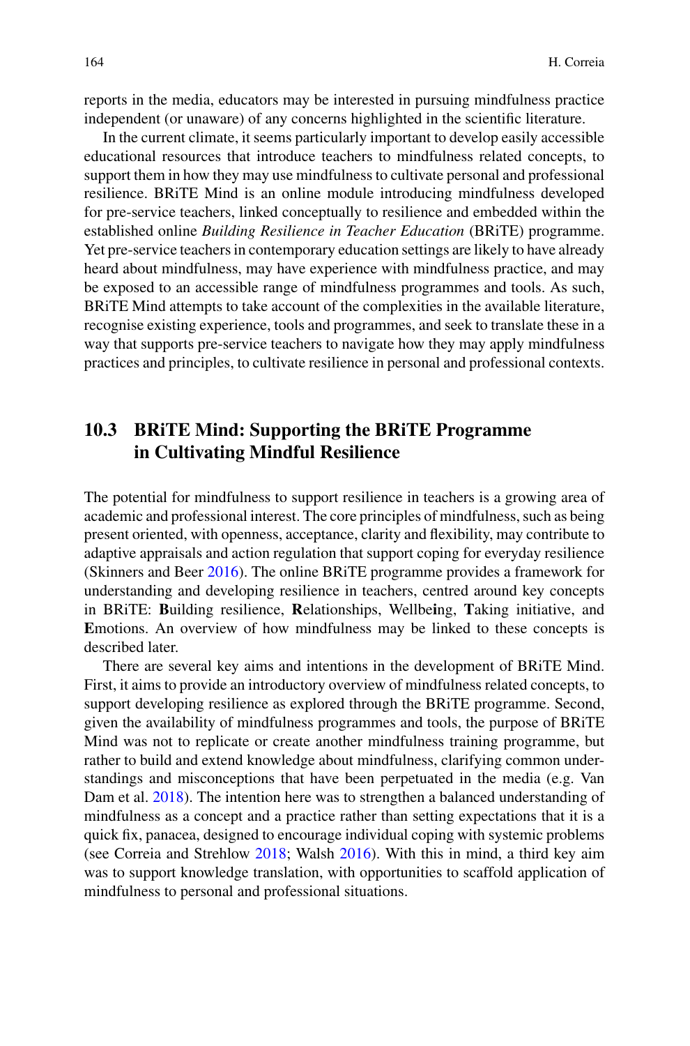reports in the media, educators may be interested in pursuing mindfulness practice independent (or unaware) of any concerns highlighted in the scientific literature.

In the current climate, it seems particularly important to develop easily accessible educational resources that introduce teachers to mindfulness related concepts, to support them in how they may use mindfulness to cultivate personal and professional resilience. BRiTE Mind is an online module introducing mindfulness developed for pre-service teachers, linked conceptually to resilience and embedded within the established online *Building Resilience in Teacher Education* (BRiTE) programme. Yet pre-service teachers in contemporary education settings are likely to have already heard about mindfulness, may have experience with mindfulness practice, and may be exposed to an accessible range of mindfulness programmes and tools. As such, BRiTE Mind attempts to take account of the complexities in the available literature, recognise existing experience, tools and programmes, and seek to translate these in a way that supports pre-service teachers to navigate how they may apply mindfulness practices and principles, to cultivate resilience in personal and professional contexts.

## 10.3 BRiTE Mind: Supporting the BRiTE Programme in Cultivating Mindful Resilience

The potential for mindfulness to support resilience in teachers is a growing area of academic and professional interest. The core principles of mindfulness, such as being present oriented, with openness, acceptance, clarity and flexibility, may contribute to adaptive appraisals and action regulation that support coping for everyday resilience (Skinners and Beer 2016). The online BRiTE programme provides a framework for understanding and developing resilience in teachers, centred around key concepts in BRiTE: **B**uilding resilience, **R**elationships, Wellbe**i**ng, **T**aking initiative, and **E**motions. An overview of how mindfulness may be linked to these concepts is described later.

There are several key aims and intentions in the development of BRiTE Mind. First, it aims to provide an introductory overview of mindfulness related concepts, to support developing resilience as explored through the BRiTE programme. Second, given the availability of mindfulness programmes and tools, the purpose of BRiTE Mind was not to replicate or create another mindfulness training programme, but rather to build and extend knowledge about mindfulness, clarifying common understandings and misconceptions that have been perpetuated in the media (e.g. Van Dam et al. 2018). The intention here was to strengthen a balanced understanding of mindfulness as a concept and a practice rather than setting expectations that it is a quick fix, panacea, designed to encourage individual coping with systemic problems (see Correia and Strehlow 2018; Walsh 2016). With this in mind, a third key aim was to support knowledge translation, with opportunities to scaffold application of mindfulness to personal and professional situations.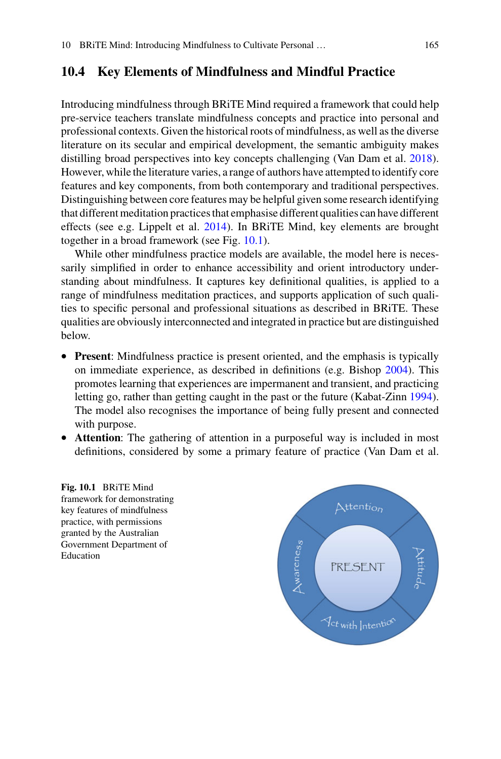## 10.4 Key Elements of Mindfulness and Mindful Practice

Introducing mindfulness through BRiTE Mind required a framework that could help pre-service teachers translate mindfulness concepts and practice into personal and professional contexts. Given the historical roots of mindfulness, as well as the diverse literature on its secular and empirical development, the semantic ambiguity makes distilling broad perspectives into key concepts challenging (Van Dam et al. 2018). However, while the literature varies, a range of authors have attempted to identify core features and key components, from both contemporary and traditional perspectives. Distinguishing between core features may be helpful given some research identifying that different meditation practices that emphasise different qualities can have different effects (see e.g. Lippelt et al. 2014). In BRiTE Mind, key elements are brought together in a broad framework (see Fig. 10.1).

While other mindfulness practice models are available, the model here is necessarily simplified in order to enhance accessibility and orient introductory understanding about mindfulness. It captures key definitional qualities, is applied to a range of mindfulness meditation practices, and supports application of such qualities to specific personal and professional situations as described in BRiTE. These qualities are obviously interconnected and integrated in practice but are distinguished below.

- **Present**: Mindfulness practice is present oriented, and the emphasis is typically on immediate experience, as described in definitions (e.g. Bishop 2004). This promotes learning that experiences are impermanent and transient, and practicing letting go, rather than getting caught in the past or the future (Kabat-Zinn 1994). The model also recognises the importance of being fully present and connected with purpose.
- **Attention**: The gathering of attention in a purposeful way is included in most definitions, considered by some a primary feature of practice (Van Dam et al.

**Fig. 10.1** BRiTE Mind framework for demonstrating key features of mindfulness practice, with permissions granted by the Australian Government Department of Education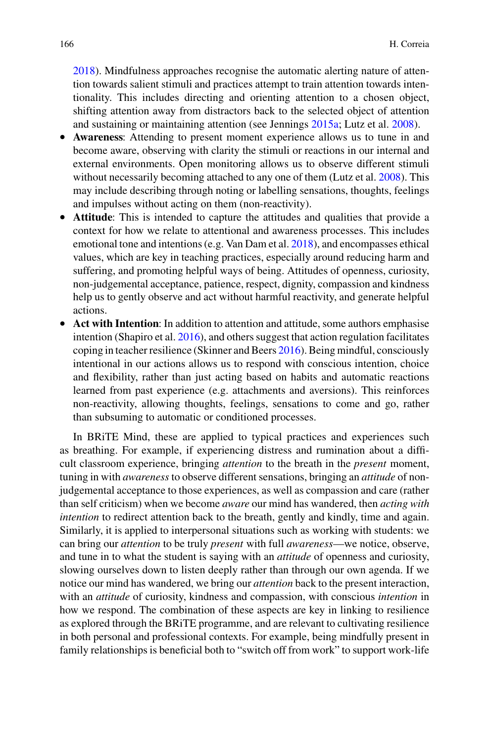2018). Mindfulness approaches recognise the automatic alerting nature of attention towards salient stimuli and practices attempt to train attention towards intentionality. This includes directing and orienting attention to a chosen object, shifting attention away from distractors back to the selected object of attention and sustaining or maintaining attention (see Jennings 2015a; Lutz et al. 2008).

- **Awareness**: Attending to present moment experience allows us to tune in and become aware, observing with clarity the stimuli or reactions in our internal and external environments. Open monitoring allows us to observe different stimuli without necessarily becoming attached to any one of them (Lutz et al. 2008). This may include describing through noting or labelling sensations, thoughts, feelings and impulses without acting on them (non-reactivity).
- **Attitude**: This is intended to capture the attitudes and qualities that provide a context for how we relate to attentional and awareness processes. This includes emotional tone and intentions (e.g. Van Dam et al. 2018), and encompasses ethical values, which are key in teaching practices, especially around reducing harm and suffering, and promoting helpful ways of being. Attitudes of openness, curiosity, non-judgemental acceptance, patience, respect, dignity, compassion and kindness help us to gently observe and act without harmful reactivity, and generate helpful actions.
- **Act with Intention**: In addition to attention and attitude, some authors emphasise intention (Shapiro et al. 2016), and others suggest that action regulation facilitates coping in teacher resilience (Skinner and Beers 2016). Being mindful, consciously intentional in our actions allows us to respond with conscious intention, choice and flexibility, rather than just acting based on habits and automatic reactions learned from past experience (e.g. attachments and aversions). This reinforces non-reactivity, allowing thoughts, feelings, sensations to come and go, rather than subsuming to automatic or conditioned processes.

In BRiTE Mind, these are applied to typical practices and experiences such as breathing. For example, if experiencing distress and rumination about a difficult classroom experience, bringing *attention* to the breath in the *present* moment, tuning in with *awareness* to observe different sensations, bringing an *attitude* of non-judgemental acceptance to those experiences, as well as compassion and care (rather than self criticism) when we become *aware* our mind has wandered, then *acting with intention* to redirect attention back to the breath, gently and kindly, time and again. Similarly, it is applied to interpersonal situations such as working with students: we can bring our *attention* to be truly *present* with full *awareness*—we notice, observe, and tune in to what the student is saying with an *attitude* of openness and curiosity, slowing ourselves down to listen deeply rather than through our own agenda. If we notice our mind has wandered, we bring our *attention* back to the present interaction, with an *attitude* of curiosity, kindness and compassion, with conscious *intention* in how we respond. The combination of these aspects are key in linking to resilience as explored through the BRiTE programme, and are relevant to cultivating resilience in both personal and professional contexts. For example, being mindfully present in family relationships is beneficial both to "switch off from work" to support work-life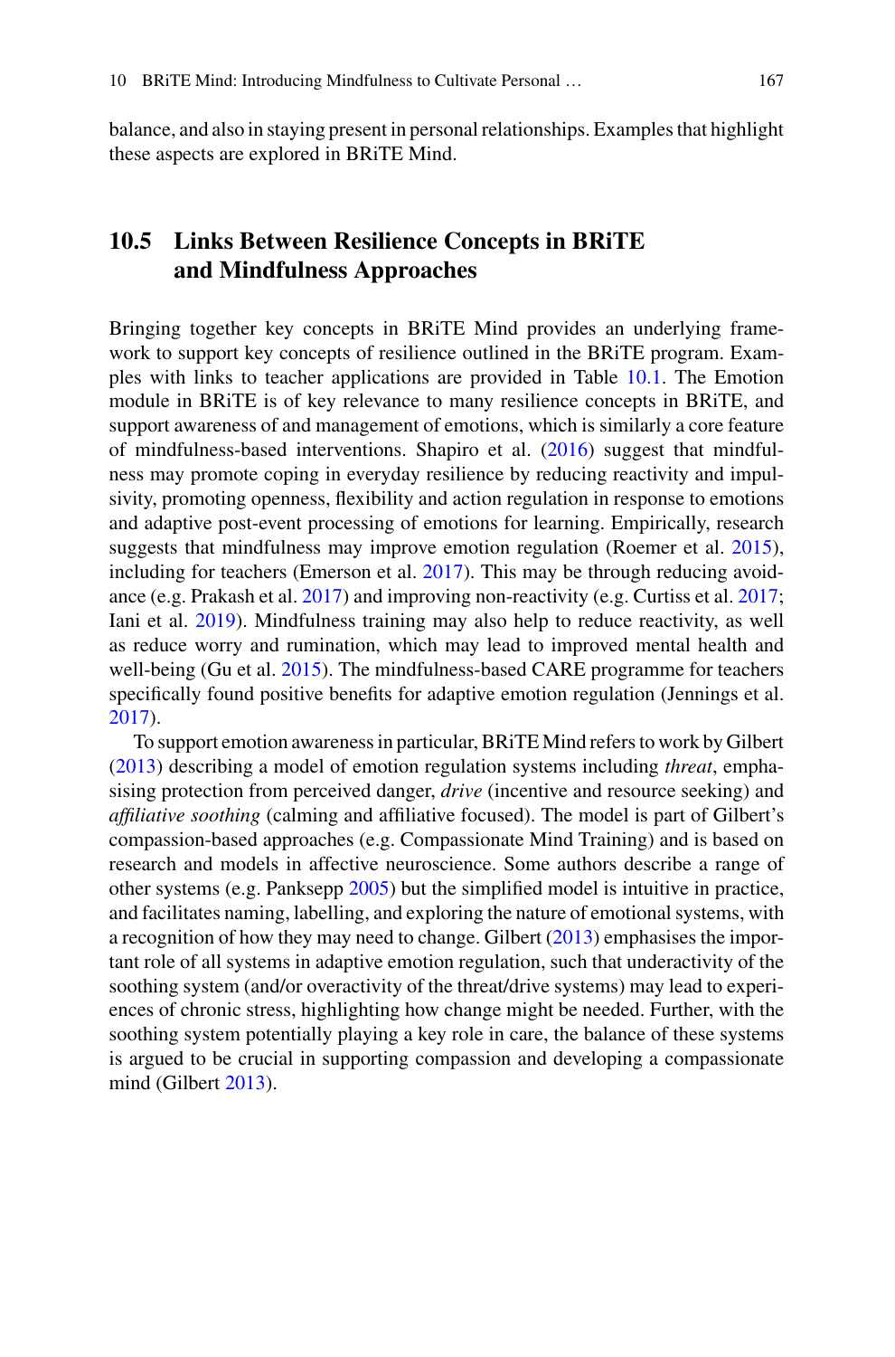balance, and also in staying present in personal relationships. Examples that highlight these aspects are explored in BRiTE Mind.

## 10.5 Links Between Resilience Concepts in BRiTE and Mindfulness Approaches

Bringing together key concepts in BRiTE Mind provides an underlying framework to support key concepts of resilience outlined in the BRiTE program. Examples with links to teacher applications are provided in Table 10.1. The Emotion module in BRiTE is of key relevance to many resilience concepts in BRiTE, and support awareness of and management of emotions, which is similarly a core feature of mindfulness-based interventions. Shapiro et al. (2016) suggest that mindfulness may promote coping in everyday resilience by reducing reactivity and impulsivity, promoting openness, flexibility and action regulation in response to emotions and adaptive post-event processing of emotions for learning. Empirically, research suggests that mindfulness may improve emotion regulation (Roemer et al. 2015), including for teachers (Emerson et al. 2017). This may be through reducing avoidance (e.g. Prakash et al. 2017) and improving non-reactivity (e.g. Curtiss et al. 2017; Iani et al. 2019). Mindfulness training may also help to reduce reactivity, as well as reduce worry and rumination, which may lead to improved mental health and well-being (Gu et al. 2015). The mindfulness-based CARE programme for teachers specifically found positive benefits for adaptive emotion regulation (Jennings et al. 2017).

To support emotion awareness in particular, BRiTE Mind refers to work by Gilbert (2013) describing a model of emotion regulation systems including *threat*, emphasising protection from perceived danger, *drive* (incentive and resource seeking) and *affiliative soothing* (calming and affiliative focused). The model is part of Gilbert's compassion-based approaches (e.g. Compassionate Mind Training) and is based on research and models in affective neuroscience. Some authors describe a range of other systems (e.g. Panksepp 2005) but the simplified model is intuitive in practice, and facilitates naming, labelling, and exploring the nature of emotional systems, with a recognition of how they may need to change. Gilbert (2013) emphasises the important role of all systems in adaptive emotion regulation, such that underactivity of the soothing system (and/or overactivity of the threat/drive systems) may lead to experiences of chronic stress, highlighting how change might be needed. Further, with the soothing system potentially playing a key role in care, the balance of these systems is argued to be crucial in supporting compassion and developing a compassionate mind (Gilbert 2013).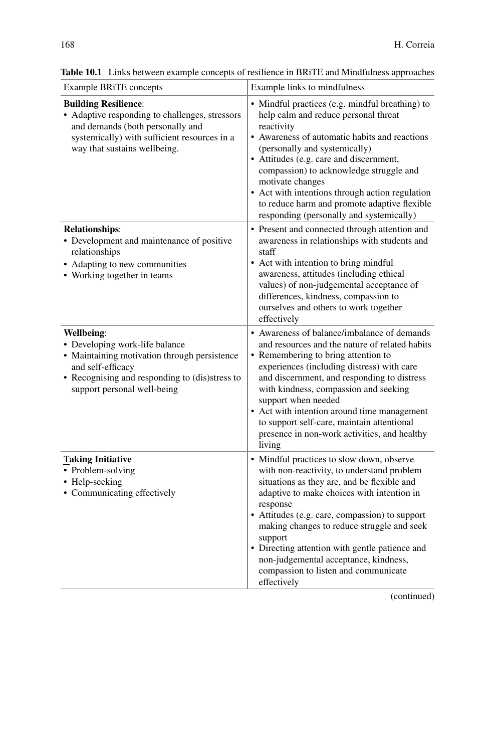**Table 10.1** Links between example concepts of resilience in BRiTE and Mindfulness approaches

| Example BRiTE concepts | Example links to mindfulness |
|---|---|
| **Building Resilience**:<br>• Adaptive responding to challenges, stressors and demands (both personally and systemically) with sufficient resources in a way that sustains wellbeing. | • Mindful practices (e.g. mindful breathing) to help calm and reduce personal threat reactivity<br>• Awareness of automatic habits and reactions (personally and systemically)<br>• Attitudes (e.g. care and discernment, compassion) to acknowledge struggle and motivate changes<br>• Act with intentions through action regulation to reduce harm and promote adaptive flexible responding (personally and systemically) |
| **Relationships**:<br>• Development and maintenance of positive relationships<br>• Adapting to new communities<br>• Working together in teams | • Present and connected through attention and awareness in relationships with students and staff<br>• Act with intention to bring mindful awareness, attitudes (including ethical values) of non-judgemental acceptance of differences, kindness, compassion to ourselves and others to work together effectively |
| **Wellbeing**:<br>• Developing work-life balance<br>• Maintaining motivation through persistence and self-efficacy<br>• Recognising and responding to (dis)stress to support personal well-being | • Awareness of balance/imbalance of demands and resources and the nature of related habits<br>• Remembering to bring attention to experiences (including distress) with care and discernment, and responding to distress with kindness, compassion and seeking support when needed<br>• Act with intention around time management to support self-care, maintain attentional presence in non-work activities, and healthy living |
| **Taking Initiative**<br>• Problem-solving<br>• Help-seeking<br>• Communicating effectively | • Mindful practices to slow down, observe with non-reactivity, to understand problem situations as they are, and be flexible and adaptive to make choices with intention in response<br>• Attitudes (e.g. care, compassion) to support making changes to reduce struggle and seek support<br>• Directing attention with gentle patience and non-judgemental acceptance, kindness, compassion to listen and communicate effectively |

(continued)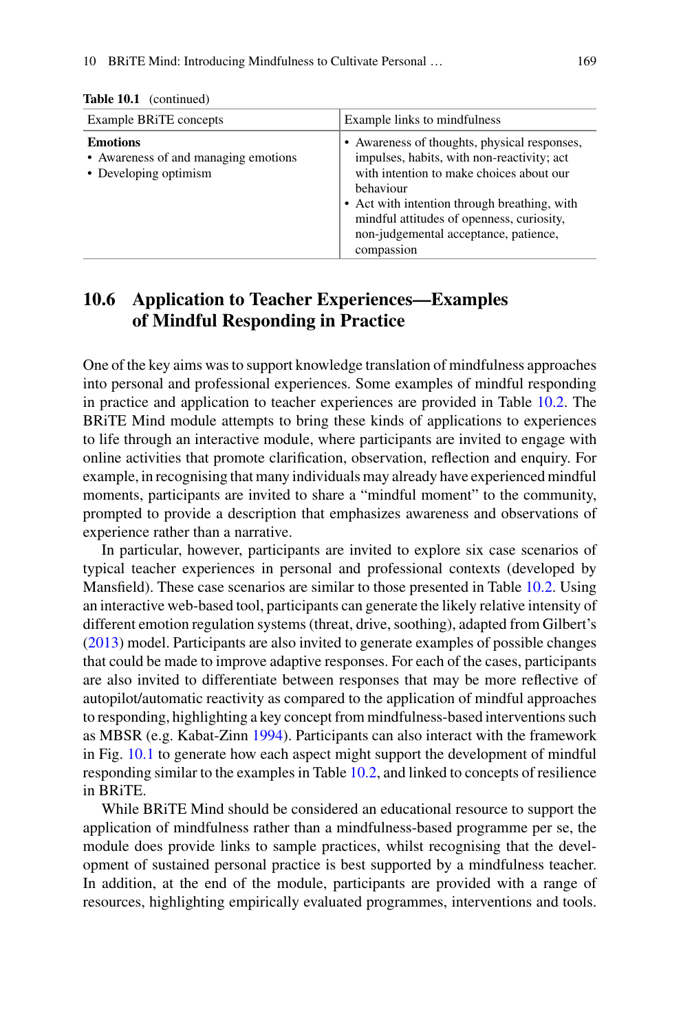**Table 10.1** (continued)

| Example BRiTE concepts | Example links to mindfulness |
|---|---|
| **Emotions**<br>• Awareness of and managing emotions<br>• Developing optimism | • Awareness of thoughts, physical responses, impulses, habits, with non-reactivity; act with intention to make choices about our behaviour<br>• Act with intention through breathing, with mindful attitudes of openness, curiosity, non-judgemental acceptance, patience, compassion |

## 10.6 Application to Teacher Experiences—Examples of Mindful Responding in Practice

One of the key aims was to support knowledge translation of mindfulness approaches into personal and professional experiences. Some examples of mindful responding in practice and application to teacher experiences are provided in Table 10.2. The BRiTE Mind module attempts to bring these kinds of applications to experiences to life through an interactive module, where participants are invited to engage with online activities that promote clarification, observation, reflection and enquiry. For example, in recognising that many individuals may already have experienced mindful moments, participants are invited to share a "mindful moment" to the community, prompted to provide a description that emphasizes awareness and observations of experience rather than a narrative.

In particular, however, participants are invited to explore six case scenarios of typical teacher experiences in personal and professional contexts (developed by Mansfield). These case scenarios are similar to those presented in Table 10.2. Using an interactive web-based tool, participants can generate the likely relative intensity of different emotion regulation systems (threat, drive, soothing), adapted from Gilbert's (2013) model. Participants are also invited to generate examples of possible changes that could be made to improve adaptive responses. For each of the cases, participants are also invited to differentiate between responses that may be more reflective of autopilot/automatic reactivity as compared to the application of mindful approaches to responding, highlighting a key concept from mindfulness-based interventions such as MBSR (e.g. Kabat-Zinn 1994). Participants can also interact with the framework in Fig. 10.1 to generate how each aspect might support the development of mindful responding similar to the examples in Table 10.2, and linked to concepts of resilience in BRiTE.

While BRiTE Mind should be considered an educational resource to support the application of mindfulness rather than a mindfulness-based programme per se, the module does provide links to sample practices, whilst recognising that the development of sustained personal practice is best supported by a mindfulness teacher. In addition, at the end of the module, participants are provided with a range of resources, highlighting empirically evaluated programmes, interventions and tools.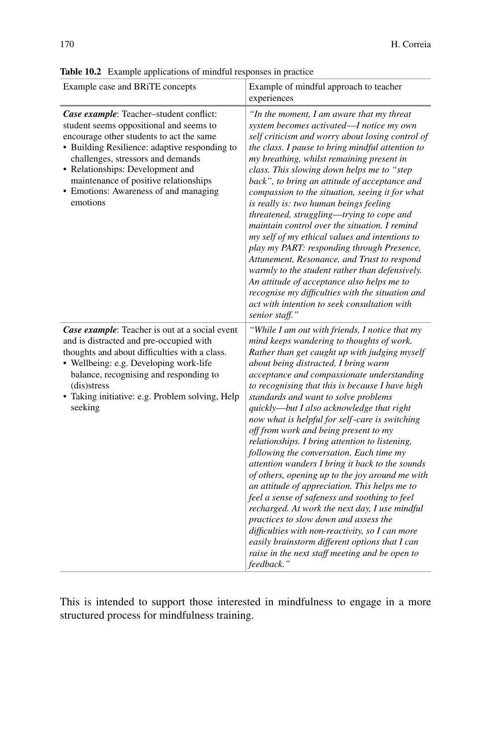**Table 10.2** Example applications of mindful responses in practice

| Example case and BRiTE concepts | Example of mindful approach to teacher experiences |
|---|---|
| ***Case example***: Teacher–student conflict: student seems oppositional and seems to encourage other students to act the same<br>• Building Resilience: adaptive responding to challenges, stressors and demands<br>• Relationships: Development and maintenance of positive relationships<br>• Emotions: Awareness of and managing emotions | *"In the moment, I am aware that my threat system becomes activated—I notice my own self criticism and worry about losing control of the class. I pause to bring mindful attention to my breathing, whilst remaining present in class. This slowing down helps me to "step back", to bring an attitude of acceptance and compassion to the situation, seeing it for what is really is: two human beings feeling threatened, struggling—trying to cope and maintain control over the situation. I remind my self of my ethical values and intentions to play my PART: responding through Presence, Attunement, Resonance, and Trust to respond warmly to the student rather than defensively. An attitude of acceptance also helps me to recognise my difficulties with the situation and act with intention to seek consultation with senior staff."* |
| ***Case example***: Teacher is out at a social event and is distracted and pre-occupied with thoughts and about difficulties with a class.<br>• Wellbeing: e.g. Developing work-life balance, recognising and responding to (dis)stress<br>• Taking initiative: e.g. Problem solving, Help seeking | *"While I am out with friends, I notice that my mind keeps wandering to thoughts of work. Rather than get caught up with judging myself about being distracted, I bring warm acceptance and compassionate understanding to recognising that this is because I have high standards and want to solve problems quickly—but I also acknowledge that right now what is helpful for self-care is switching off from work and being present to my relationships. I bring attention to listening, following the conversation. Each time my attention wanders I bring it back to the sounds of others, opening up to the joy around me with an attitude of appreciation. This helps me to feel a sense of safeness and soothing to feel recharged. At work the next day, I use mindful practices to slow down and assess the difficulties with non-reactivity, so I can more easily brainstorm different options that I can raise in the next staff meeting and be open to feedback."* |

This is intended to support those interested in mindfulness to engage in a more structured process for mindfulness training.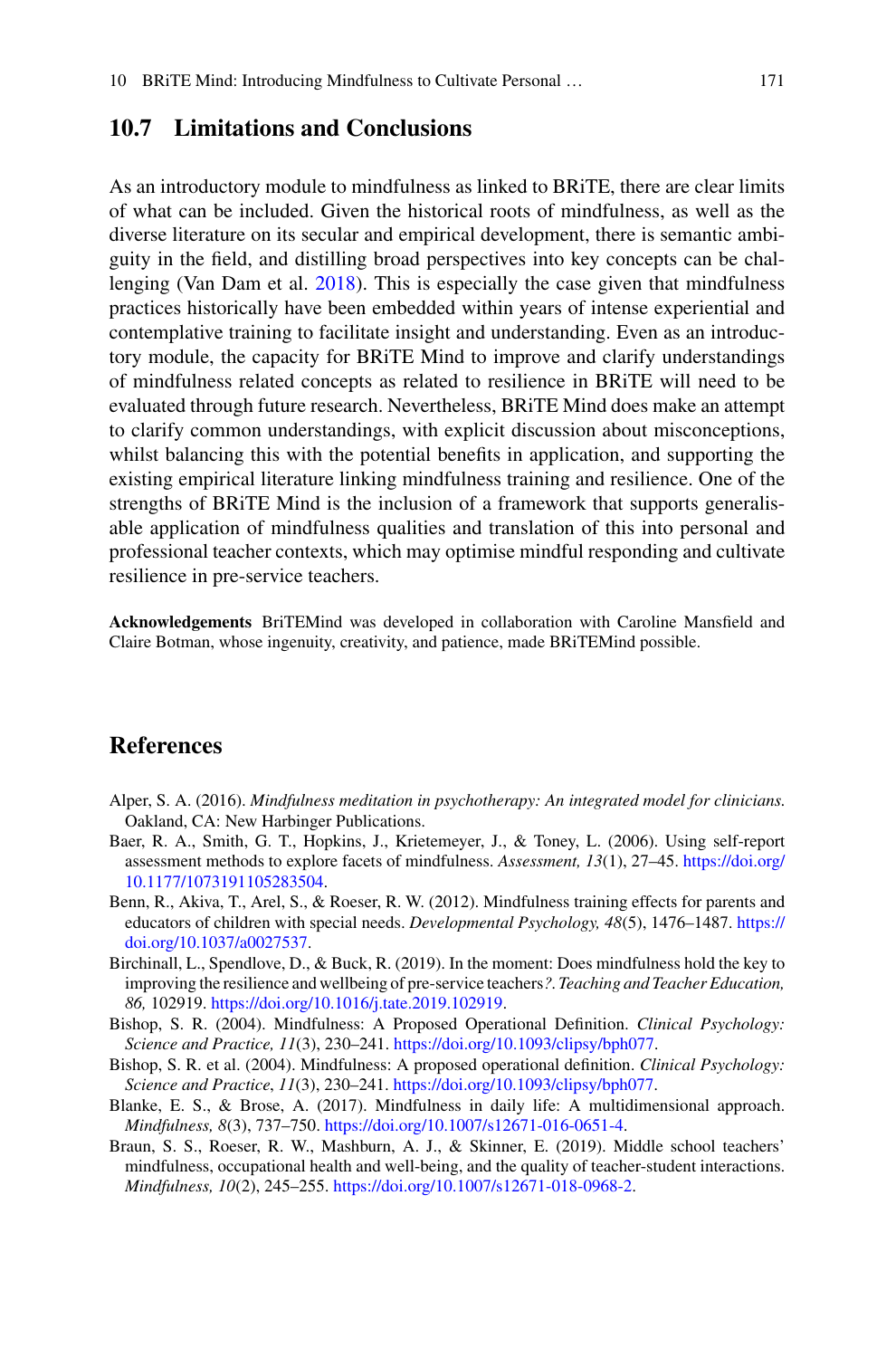## 10.7 Limitations and Conclusions

As an introductory module to mindfulness as linked to BRiTE, there are clear limits of what can be included. Given the historical roots of mindfulness, as well as the diverse literature on its secular and empirical development, there is semantic ambiguity in the field, and distilling broad perspectives into key concepts can be challenging (Van Dam et al. 2018). This is especially the case given that mindfulness practices historically have been embedded within years of intense experiential and contemplative training to facilitate insight and understanding. Even as an introductory module, the capacity for BRiTE Mind to improve and clarify understandings of mindfulness related concepts as related to resilience in BRiTE will need to be evaluated through future research. Nevertheless, BRiTE Mind does make an attempt to clarify common understandings, with explicit discussion about misconceptions, whilst balancing this with the potential benefits in application, and supporting the existing empirical literature linking mindfulness training and resilience. One of the strengths of BRiTE Mind is the inclusion of a framework that supports generalisable application of mindfulness qualities and translation of this into personal and professional teacher contexts, which may optimise mindful responding and cultivate resilience in pre-service teachers.

**Acknowledgements** BriTEMind was developed in collaboration with Caroline Mansfield and Claire Botman, whose ingenuity, creativity, and patience, made BRiTEMind possible.

## References

Alper, S. A. (2016). *Mindfulness meditation in psychotherapy: An integrated model for clinicians.* Oakland, CA: New Harbinger Publications.

Baer, R. A., Smith, G. T., Hopkins, J., Krietemeyer, J., & Toney, L. (2006). Using self-report assessment methods to explore facets of mindfulness. *Assessment, 13*(1), 27–45. https://doi.org/10.1177/1073191105283504.

Benn, R., Akiva, T., Arel, S., & Roeser, R. W. (2012). Mindfulness training effects for parents and educators of children with special needs. *Developmental Psychology, 48*(5), 1476–1487. https://doi.org/10.1037/a0027537.

Birchinall, L., Spendlove, D., & Buck, R. (2019). In the moment: Does mindfulness hold the key to improving the resilience and wellbeing of pre-service teachers*?. Teaching and Teacher Education, 86,* 102919. https://doi.org/10.1016/j.tate.2019.102919.

Bishop, S. R. (2004). Mindfulness: A Proposed Operational Definition. *Clinical Psychology: Science and Practice, 11*(3), 230–241. https://doi.org/10.1093/clipsy/bph077.

Bishop, S. R. et al. (2004). Mindfulness: A proposed operational definition. *Clinical Psychology: Science and Practice*, *11*(3), 230–241. https://doi.org/10.1093/clipsy/bph077.

Blanke, E. S., & Brose, A. (2017). Mindfulness in daily life: A multidimensional approach. *Mindfulness, 8*(3), 737–750. https://doi.org/10.1007/s12671-016-0651-4.

Braun, S. S., Roeser, R. W., Mashburn, A. J., & Skinner, E. (2019). Middle school teachers' mindfulness, occupational health and well-being, and the quality of teacher-student interactions. *Mindfulness, 10*(2), 245–255. https://doi.org/10.1007/s12671-018-0968-2.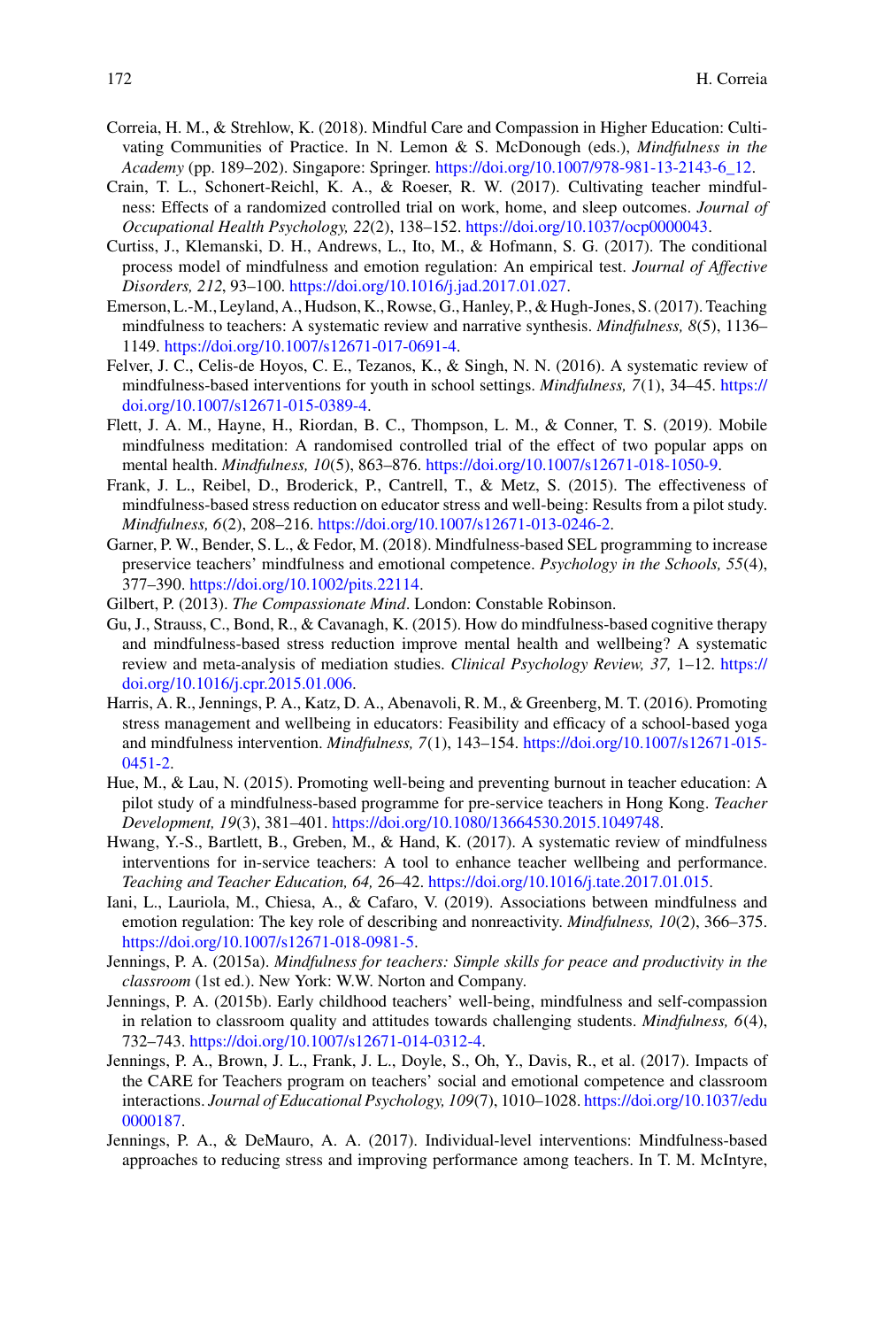Correia, H. M., & Strehlow, K. (2018). Mindful Care and Compassion in Higher Education: Cultivating Communities of Practice. In N. Lemon & S. McDonough (eds.), *Mindfulness in the Academy* (pp. 189–202). Singapore: Springer. https://doi.org/10.1007/978-981-13-2143-6_12.

Crain, T. L., Schonert-Reichl, K. A., & Roeser, R. W. (2017). Cultivating teacher mindfulness: Effects of a randomized controlled trial on work, home, and sleep outcomes. *Journal of Occupational Health Psychology, 22*(2), 138–152. https://doi.org/10.1037/ocp0000043.

Curtiss, J., Klemanski, D. H., Andrews, L., Ito, M., & Hofmann, S. G. (2017). The conditional process model of mindfulness and emotion regulation: An empirical test. *Journal of Affective Disorders, 212*, 93–100. https://doi.org/10.1016/j.jad.2017.01.027.

Emerson, L.-M., Leyland, A., Hudson, K., Rowse, G., Hanley, P., & Hugh-Jones, S. (2017). Teaching mindfulness to teachers: A systematic review and narrative synthesis. *Mindfulness, 8*(5), 1136–1149. https://doi.org/10.1007/s12671-017-0691-4.

Felver, J. C., Celis-de Hoyos, C. E., Tezanos, K., & Singh, N. N. (2016). A systematic review of mindfulness-based interventions for youth in school settings. *Mindfulness, 7*(1), 34–45. https://doi.org/10.1007/s12671-015-0389-4.

Flett, J. A. M., Hayne, H., Riordan, B. C., Thompson, L. M., & Conner, T. S. (2019). Mobile mindfulness meditation: A randomised controlled trial of the effect of two popular apps on mental health. *Mindfulness, 10*(5), 863–876. https://doi.org/10.1007/s12671-018-1050-9.

Frank, J. L., Reibel, D., Broderick, P., Cantrell, T., & Metz, S. (2015). The effectiveness of mindfulness-based stress reduction on educator stress and well-being: Results from a pilot study. *Mindfulness, 6*(2), 208–216. https://doi.org/10.1007/s12671-013-0246-2.

Garner, P. W., Bender, S. L., & Fedor, M. (2018). Mindfulness-based SEL programming to increase preservice teachers' mindfulness and emotional competence. *Psychology in the Schools, 55*(4), 377–390. https://doi.org/10.1002/pits.22114.

Gilbert, P. (2013). *The Compassionate Mind*. London: Constable Robinson.

Gu, J., Strauss, C., Bond, R., & Cavanagh, K. (2015). How do mindfulness-based cognitive therapy and mindfulness-based stress reduction improve mental health and wellbeing? A systematic review and meta-analysis of mediation studies. *Clinical Psychology Review, 37,* 1–12. https://doi.org/10.1016/j.cpr.2015.01.006.

Harris, A. R., Jennings, P. A., Katz, D. A., Abenavoli, R. M., & Greenberg, M. T. (2016). Promoting stress management and wellbeing in educators: Feasibility and efficacy of a school-based yoga and mindfulness intervention. *Mindfulness, 7*(1), 143–154. https://doi.org/10.1007/s12671-015-0451-2.

Hue, M., & Lau, N. (2015). Promoting well-being and preventing burnout in teacher education: A pilot study of a mindfulness-based programme for pre-service teachers in Hong Kong. *Teacher Development, 19*(3), 381–401. https://doi.org/10.1080/13664530.2015.1049748.

Hwang, Y.-S., Bartlett, B., Greben, M., & Hand, K. (2017). A systematic review of mindfulness interventions for in-service teachers: A tool to enhance teacher wellbeing and performance. *Teaching and Teacher Education, 64,* 26–42. https://doi.org/10.1016/j.tate.2017.01.015.

Iani, L., Lauriola, M., Chiesa, A., & Cafaro, V. (2019). Associations between mindfulness and emotion regulation: The key role of describing and nonreactivity. *Mindfulness, 10*(2), 366–375. https://doi.org/10.1007/s12671-018-0981-5.

Jennings, P. A. (2015a). *Mindfulness for teachers: Simple skills for peace and productivity in the classroom* (1st ed.). New York: W.W. Norton and Company.

Jennings, P. A. (2015b). Early childhood teachers' well-being, mindfulness and self-compassion in relation to classroom quality and attitudes towards challenging students. *Mindfulness, 6*(4), 732–743. https://doi.org/10.1007/s12671-014-0312-4.

Jennings, P. A., Brown, J. L., Frank, J. L., Doyle, S., Oh, Y., Davis, R., et al. (2017). Impacts of the CARE for Teachers program on teachers' social and emotional competence and classroom interactions. *Journal of Educational Psychology, 109*(7), 1010–1028. https://doi.org/10.1037/edu0000187.

Jennings, P. A., & DeMauro, A. A. (2017). Individual-level interventions: Mindfulness-based approaches to reducing stress and improving performance among teachers. In T. M. McIntyre,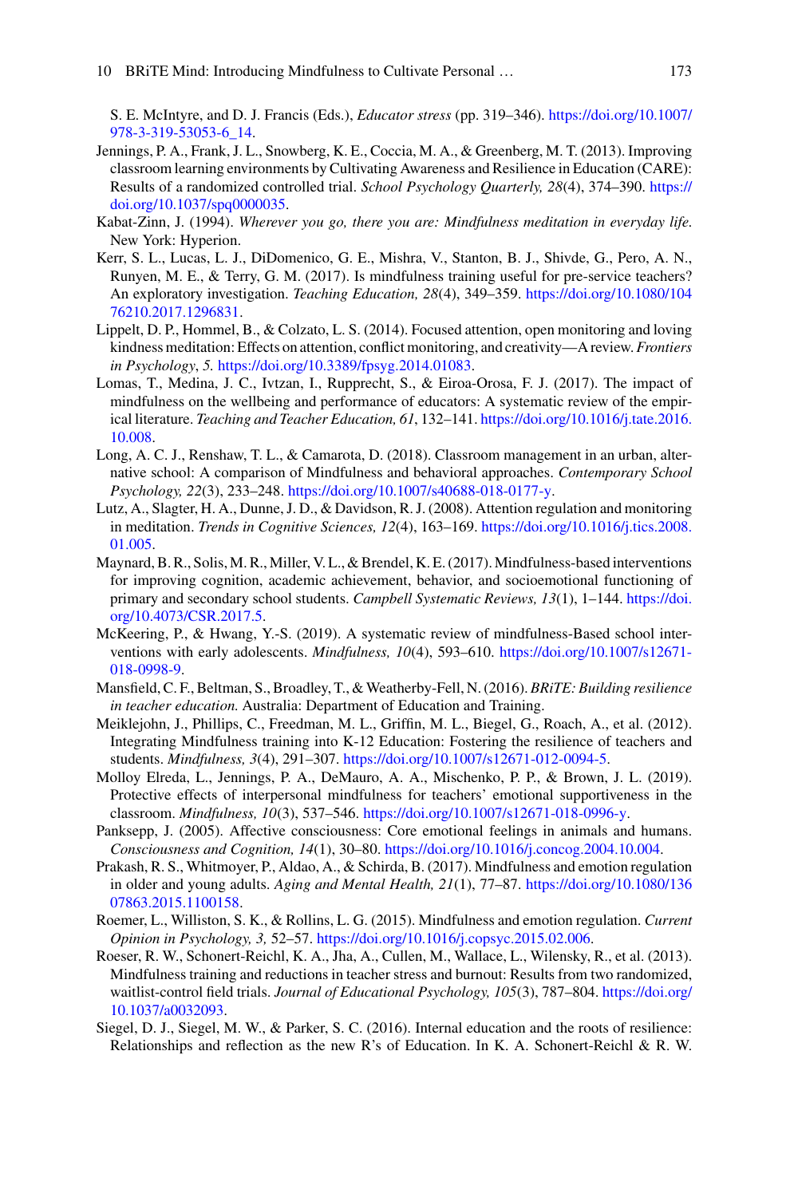S. E. McIntyre, and D. J. Francis (Eds.), *Educator stress* (pp. 319–346). https://doi.org/10.1007/978-3-319-53053-6_14.

Jennings, P. A., Frank, J. L., Snowberg, K. E., Coccia, M. A., & Greenberg, M. T. (2013). Improving classroom learning environments by Cultivating Awareness and Resilience in Education (CARE): Results of a randomized controlled trial. *School Psychology Quarterly, 28*(4), 374–390. https://doi.org/10.1037/spq0000035.

Kabat-Zinn, J. (1994). *Wherever you go, there you are: Mindfulness meditation in everyday life.* New York: Hyperion.

Kerr, S. L., Lucas, L. J., DiDomenico, G. E., Mishra, V., Stanton, B. J., Shivde, G., Pero, A. N., Runyen, M. E., & Terry, G. M. (2017). Is mindfulness training useful for pre-service teachers? An exploratory investigation. *Teaching Education, 28*(4), 349–359. https://doi.org/10.1080/10476210.2017.1296831.

Lippelt, D. P., Hommel, B., & Colzato, L. S. (2014). Focused attention, open monitoring and loving kindness meditation: Effects on attention, conflict monitoring, and creativity—A review. *Frontiers in Psychology*, *5.* https://doi.org/10.3389/fpsyg.2014.01083.

Lomas, T., Medina, J. C., Ivtzan, I., Rupprecht, S., & Eiroa-Orosa, F. J. (2017). The impact of mindfulness on the wellbeing and performance of educators: A systematic review of the empirical literature. *Teaching and Teacher Education, 61*, 132–141. https://doi.org/10.1016/j.tate.2016.10.008.

Long, A. C. J., Renshaw, T. L., & Camarota, D. (2018). Classroom management in an urban, alternative school: A comparison of Mindfulness and behavioral approaches. *Contemporary School Psychology, 22*(3), 233–248. https://doi.org/10.1007/s40688-018-0177-y.

Lutz, A., Slagter, H. A., Dunne, J. D., & Davidson, R. J. (2008). Attention regulation and monitoring in meditation. *Trends in Cognitive Sciences, 12*(4), 163–169. https://doi.org/10.1016/j.tics.2008.01.005.

Maynard, B. R., Solis, M. R., Miller, V. L., & Brendel, K. E. (2017). Mindfulness-based interventions for improving cognition, academic achievement, behavior, and socioemotional functioning of primary and secondary school students. *Campbell Systematic Reviews, 13*(1), 1–144. https://doi.org/10.4073/CSR.2017.5.

McKeering, P., & Hwang, Y.-S. (2019). A systematic review of mindfulness-Based school interventions with early adolescents. *Mindfulness, 10*(4), 593–610. https://doi.org/10.1007/s12671-018-0998-9.

Mansfield, C. F., Beltman, S., Broadley, T., & Weatherby-Fell, N. (2016). *BRiTE: Building resilience in teacher education.* Australia: Department of Education and Training.

Meiklejohn, J., Phillips, C., Freedman, M. L., Griffin, M. L., Biegel, G., Roach, A., et al. (2012). Integrating Mindfulness training into K-12 Education: Fostering the resilience of teachers and students. *Mindfulness, 3*(4), 291–307. https://doi.org/10.1007/s12671-012-0094-5.

Molloy Elreda, L., Jennings, P. A., DeMauro, A. A., Mischenko, P. P., & Brown, J. L. (2019). Protective effects of interpersonal mindfulness for teachers' emotional supportiveness in the classroom. *Mindfulness, 10*(3), 537–546. https://doi.org/10.1007/s12671-018-0996-y.

Panksepp, J. (2005). Affective consciousness: Core emotional feelings in animals and humans. *Consciousness and Cognition, 14*(1), 30–80. https://doi.org/10.1016/j.concog.2004.10.004.

Prakash, R. S., Whitmoyer, P., Aldao, A., & Schirda, B. (2017). Mindfulness and emotion regulation in older and young adults. *Aging and Mental Health, 21*(1), 77–87. https://doi.org/10.1080/13607863.2015.1100158.

Roemer, L., Williston, S. K., & Rollins, L. G. (2015). Mindfulness and emotion regulation. *Current Opinion in Psychology, 3,* 52–57. https://doi.org/10.1016/j.copsyc.2015.02.006.

Roeser, R. W., Schonert-Reichl, K. A., Jha, A., Cullen, M., Wallace, L., Wilensky, R., et al. (2013). Mindfulness training and reductions in teacher stress and burnout: Results from two randomized, waitlist-control field trials. *Journal of Educational Psychology, 105*(3), 787–804. https://doi.org/10.1037/a0032093.

Siegel, D. J., Siegel, M. W., & Parker, S. C. (2016). Internal education and the roots of resilience: Relationships and reflection as the new R's of Education. In K. A. Schonert-Reichl & R. W.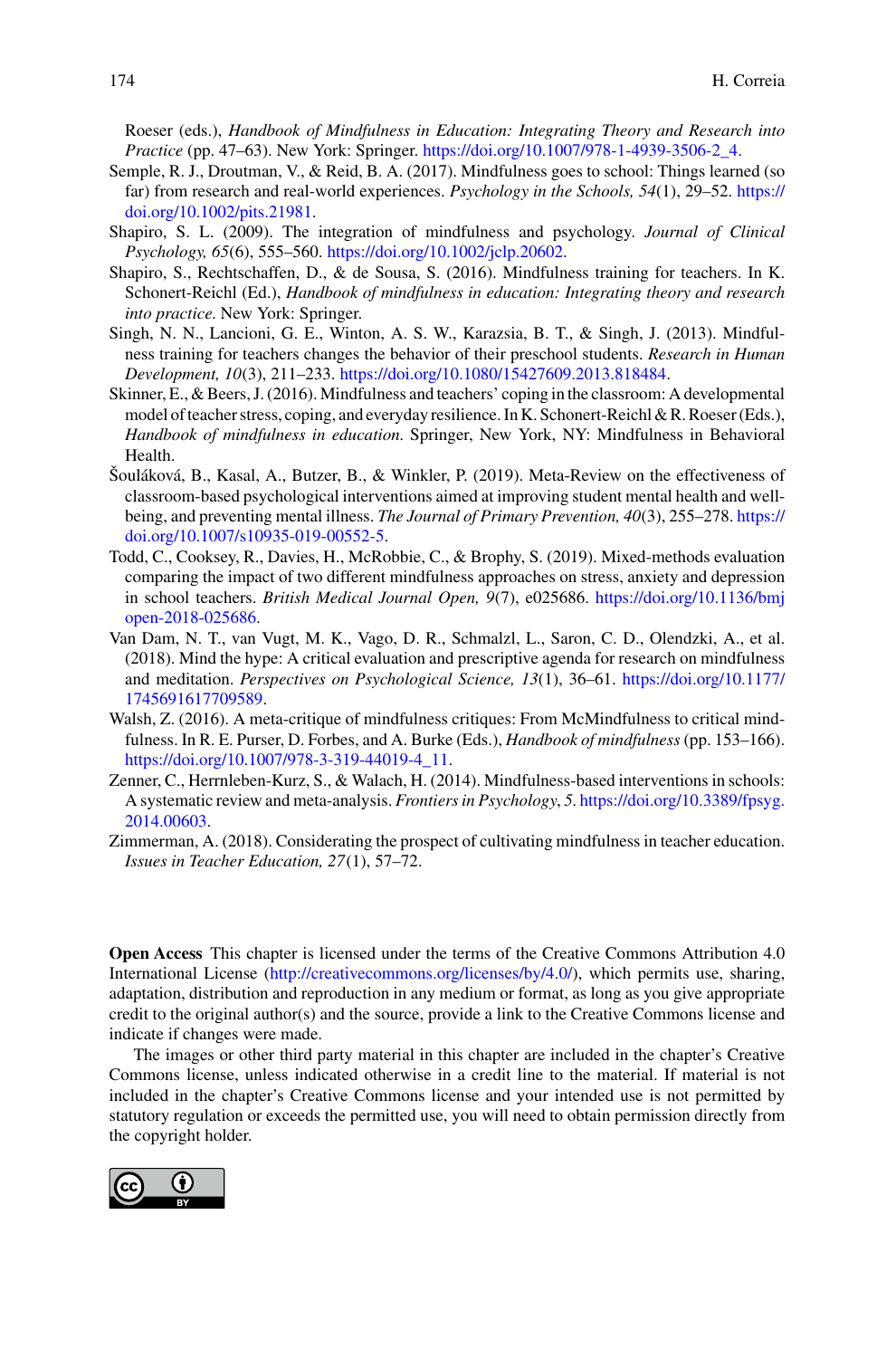Roeser (eds.), *Handbook of Mindfulness in Education: Integrating Theory and Research into Practice* (pp. 47–63). New York: Springer. https://doi.org/10.1007/978-1-4939-3506-2_4.

Semple, R. J., Droutman, V., & Reid, B. A. (2017). Mindfulness goes to school: Things learned (so far) from research and real-world experiences. *Psychology in the Schools, 54*(1), 29–52. https://doi.org/10.1002/pits.21981.

Shapiro, S. L. (2009). The integration of mindfulness and psychology. *Journal of Clinical Psychology, 65*(6), 555–560. https://doi.org/10.1002/jclp.20602.

Shapiro, S., Rechtschaffen, D., & de Sousa, S. (2016). Mindfulness training for teachers. In K. Schonert-Reichl (Ed.), *Handbook of mindfulness in education: Integrating theory and research into practice*. New York: Springer.

Singh, N. N., Lancioni, G. E., Winton, A. S. W., Karazsia, B. T., & Singh, J. (2013). Mindfulness training for teachers changes the behavior of their preschool students. *Research in Human Development, 10*(3), 211–233. https://doi.org/10.1080/15427609.2013.818484.

Skinner, E., & Beers, J. (2016). Mindfulness and teachers' coping in the classroom: A developmental model of teacher stress, coping, and everyday resilience. In K. Schonert-Reichl & R. Roeser (Eds.), *Handbook of mindfulness in education*. Springer, New York, NY: Mindfulness in Behavioral Health.

Šouláková, B., Kasal, A., Butzer, B., & Winkler, P. (2019). Meta-Review on the effectiveness of classroom-based psychological interventions aimed at improving student mental health and well-being, and preventing mental illness. *The Journal of Primary Prevention, 40*(3), 255–278. https://doi.org/10.1007/s10935-019-00552-5.

Todd, C., Cooksey, R., Davies, H., McRobbie, C., & Brophy, S. (2019). Mixed-methods evaluation comparing the impact of two different mindfulness approaches on stress, anxiety and depression in school teachers. *British Medical Journal Open, 9*(7), e025686. https://doi.org/10.1136/bmjopen-2018-025686.

Van Dam, N. T., van Vugt, M. K., Vago, D. R., Schmalzl, L., Saron, C. D., Olendzki, A., et al. (2018). Mind the hype: A critical evaluation and prescriptive agenda for research on mindfulness and meditation. *Perspectives on Psychological Science, 13*(1), 36–61. https://doi.org/10.1177/1745691617709589.

Walsh, Z. (2016). A meta-critique of mindfulness critiques: From McMindfulness to critical mindfulness. In R. E. Purser, D. Forbes, and A. Burke (Eds.), *Handbook of mindfulness* (pp. 153–166). https://doi.org/10.1007/978-3-319-44019-4_11.

Zenner, C., Herrnleben-Kurz, S., & Walach, H. (2014). Mindfulness-based interventions in schools: A systematic review and meta-analysis. *Frontiers in Psychology*, *5*. https://doi.org/10.3389/fpsyg.2014.00603.

Zimmerman, A. (2018). Considerating the prospect of cultivating mindfulness in teacher education. *Issues in Teacher Education, 27*(1), 57–72.

**Open Access** This chapter is licensed under the terms of the Creative Commons Attribution 4.0 International License (http://creativecommons.org/licenses/by/4.0/), which permits use, sharing, adaptation, distribution and reproduction in any medium or format, as long as you give appropriate credit to the original author(s) and the source, provide a link to the Creative Commons license and indicate if changes were made.

The images or other third party material in this chapter are included in the chapter's Creative Commons license, unless indicated otherwise in a credit line to the material. If material is not included in the chapter's Creative Commons license and your intended use is not permitted by statutory regulation or exceeds the permitted use, you will need to obtain permission directly from the copyright holder.